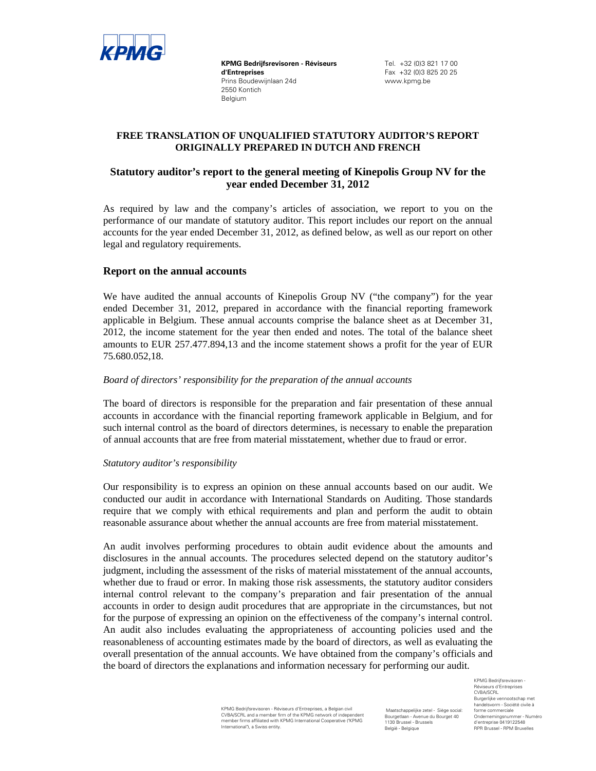**KPMG Bedrijfsrevisoren - Réviseurs d'Entreprises**
Prins Boudewijnlaan 24d
2550 Kontich
Belgium

Tel. +32 (0)3 821 17 00
Fax +32 (0)3 825 20 25
www.kpmg.be

**FREE TRANSLATION OF UNQUALIFIED STATUTORY AUDITOR'S REPORT ORIGINALLY PREPARED IN DUTCH AND FRENCH**

## Statutory auditor's report to the general meeting of Kinepolis Group NV for the year ended December 31, 2012

As required by law and the company's articles of association, we report to you on the performance of our mandate of statutory auditor. This report includes our report on the annual accounts for the year ended December 31, 2012, as defined below, as well as our report on other legal and regulatory requirements.

### Report on the annual accounts

We have audited the annual accounts of Kinepolis Group NV ("the company") for the year ended December 31, 2012, prepared in accordance with the financial reporting framework applicable in Belgium. These annual accounts comprise the balance sheet as at December 31, 2012, the income statement for the year then ended and notes. The total of the balance sheet amounts to EUR 257.477.894,13 and the income statement shows a profit for the year of EUR 75.680.052,18.

*Board of directors' responsibility for the preparation of the annual accounts*

The board of directors is responsible for the preparation and fair presentation of these annual accounts in accordance with the financial reporting framework applicable in Belgium, and for such internal control as the board of directors determines, is necessary to enable the preparation of annual accounts that are free from material misstatement, whether due to fraud or error.

*Statutory auditor's responsibility*

Our responsibility is to express an opinion on these annual accounts based on our audit. We conducted our audit in accordance with International Standards on Auditing. Those standards require that we comply with ethical requirements and plan and perform the audit to obtain reasonable assurance about whether the annual accounts are free from material misstatement.

An audit involves performing procedures to obtain audit evidence about the amounts and disclosures in the annual accounts. The procedures selected depend on the statutory auditor's judgment, including the assessment of the risks of material misstatement of the annual accounts, whether due to fraud or error. In making those risk assessments, the statutory auditor considers internal control relevant to the company's preparation and fair presentation of the annual accounts in order to design audit procedures that are appropriate in the circumstances, but not for the purpose of expressing an opinion on the effectiveness of the company's internal control. An audit also includes evaluating the appropriateness of accounting policies used and the reasonableness of accounting estimates made by the board of directors, as well as evaluating the overall presentation of the annual accounts. We have obtained from the company's officials and the board of directors the explanations and information necessary for performing our audit.

KPMG Bedrijfsrevisoren - Réviseurs d'Entreprises, a Belgian civil CVBA/SCRL and a member firm of the KPMG network of independent member firms affiliated with KPMG International Cooperative ("KPMG International"), a Swiss entity.

Maatschappelijke zetel - Siège social: Bourgetlaan - Avenue du Bourget 40 1130 Brussel - Brussels België - Belgique

KPMG Bedrijfsrevisoren - Réviseurs d'Entreprises CVBA/SCRL Burgerlijke vennootschap met handelsvorm - Société civile à forme commerciale Ondernemingsnummer - Numéro d'entreprise 0419122548 RPR Brussel - RPM Bruxelles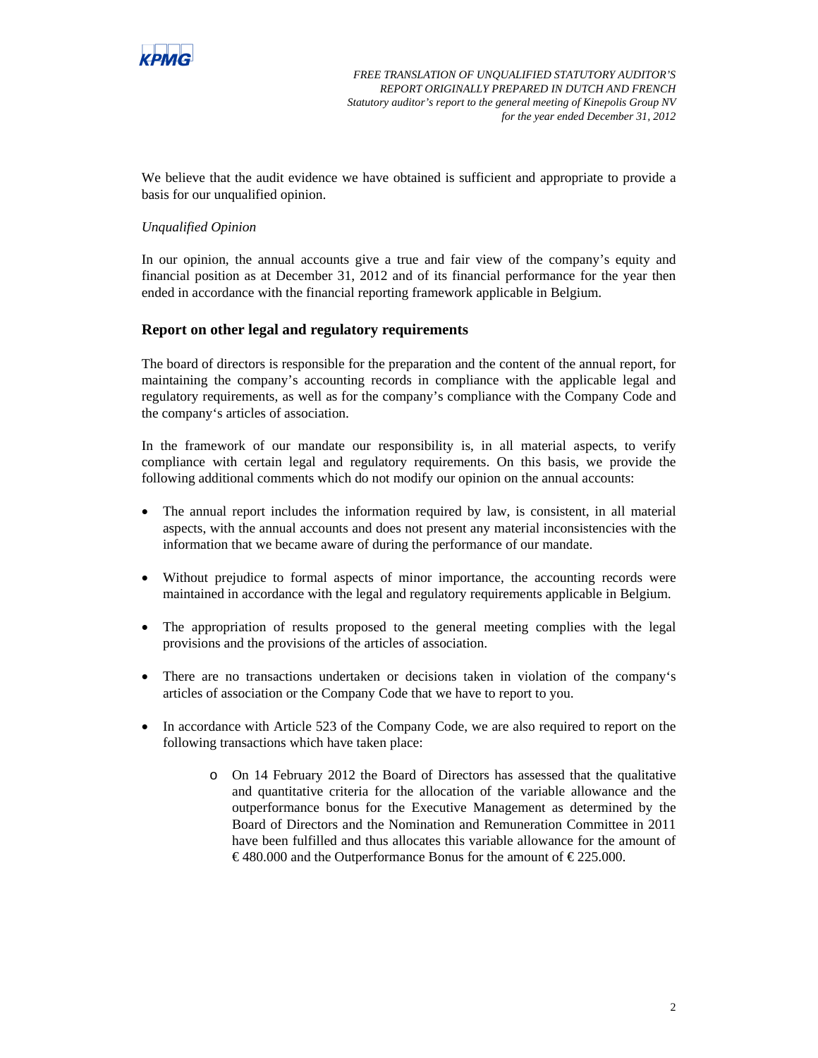We believe that the audit evidence we have obtained is sufficient and appropriate to provide a basis for our unqualified opinion.

*Unqualified Opinion*

In our opinion, the annual accounts give a true and fair view of the company's equity and financial position as at December 31, 2012 and of its financial performance for the year then ended in accordance with the financial reporting framework applicable in Belgium.

## Report on other legal and regulatory requirements

The board of directors is responsible for the preparation and the content of the annual report, for maintaining the company's accounting records in compliance with the applicable legal and regulatory requirements, as well as for the company's compliance with the Company Code and the company's articles of association.

In the framework of our mandate our responsibility is, in all material aspects, to verify compliance with certain legal and regulatory requirements. On this basis, we provide the following additional comments which do not modify our opinion on the annual accounts:

- The annual report includes the information required by law, is consistent, in all material aspects, with the annual accounts and does not present any material inconsistencies with the information that we became aware of during the performance of our mandate.

- Without prejudice to formal aspects of minor importance, the accounting records were maintained in accordance with the legal and regulatory requirements applicable in Belgium.

- The appropriation of results proposed to the general meeting complies with the legal provisions and the provisions of the articles of association.

- There are no transactions undertaken or decisions taken in violation of the company's articles of association or the Company Code that we have to report to you.

- In accordance with Article 523 of the Company Code, we are also required to report on the following transactions which have taken place:

    - On 14 February 2012 the Board of Directors has assessed that the qualitative and quantitative criteria for the allocation of the variable allowance and the outperformance bonus for the Executive Management as determined by the Board of Directors and the Nomination and Remuneration Committee in 2011 have been fulfilled and thus allocates this variable allowance for the amount of € 480.000 and the Outperformance Bonus for the amount of € 225.000.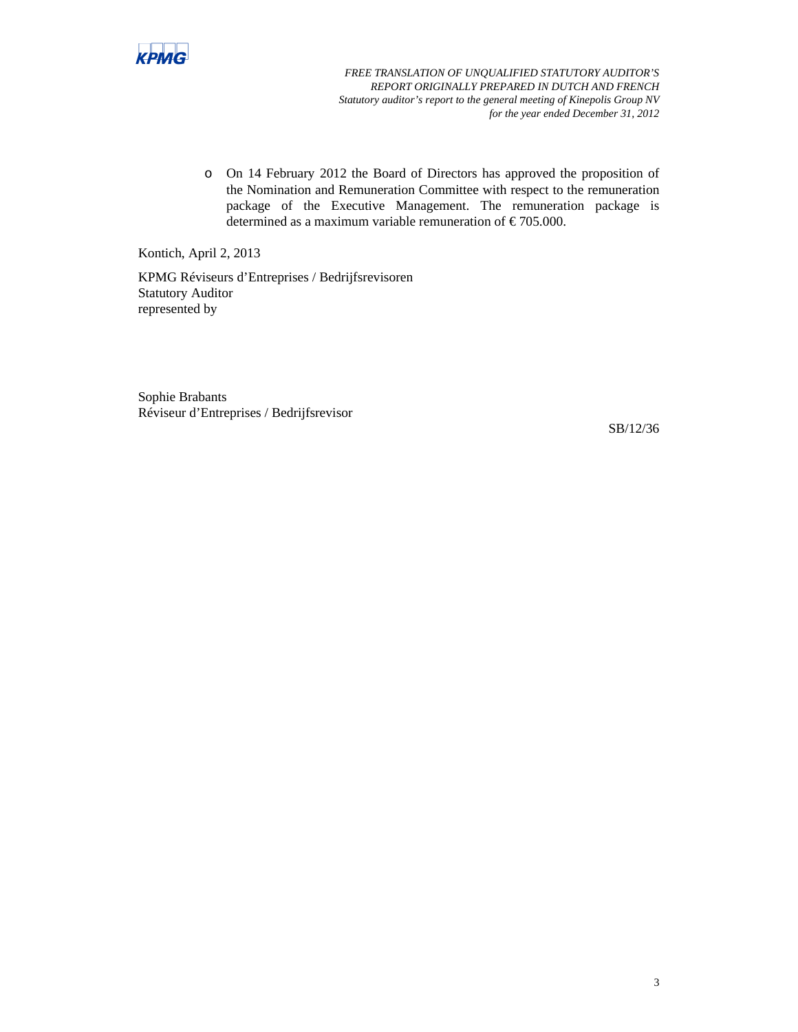- On 14 February 2012 the Board of Directors has approved the proposition of the Nomination and Remuneration Committee with respect to the remuneration package of the Executive Management. The remuneration package is determined as a maximum variable remuneration of € 705.000.

Kontich, April 2, 2013

KPMG Réviseurs d'Entreprises / Bedrijfsrevisoren
Statutory Auditor
represented by

Sophie Brabants
Réviseur d'Entreprises / Bedrijfsrevisor

SB/12/36